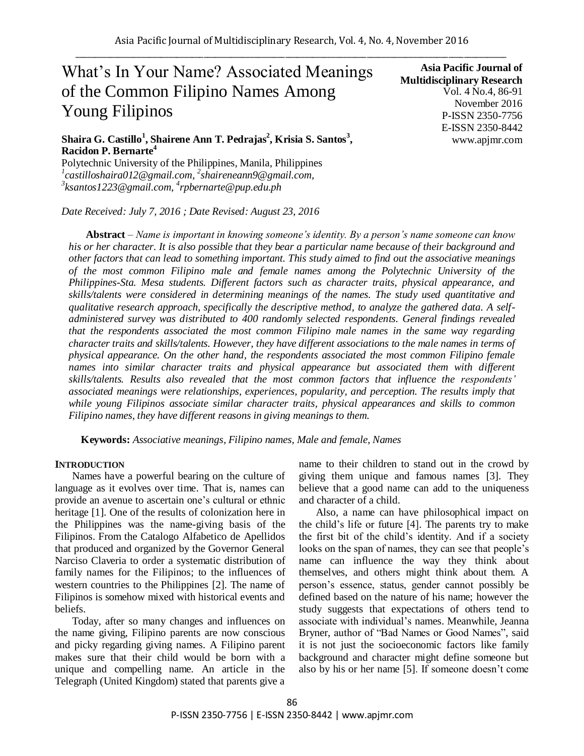# What's In Your Name? Associated Meanings of the Common Filipino Names Among Young Filipinos

**Asia Pacific Journal of Multidisciplinary Research**
Vol. 4 No.4, 86-91
November 2016
P-ISSN 2350-7756
E-ISSN 2350-8442
www.apjmr.com

**Shaira G. Castillo[1], Shairene Ann T. Pedrajas[2], Krisia S. Santos[3], Racidon P. Bernarte[4]**

Polytechnic University of the Philippines, Manila, Philippines
[1]castilloshaira012@gmail.com, [2]shaireneann9@gmail.com, [3]ksantos1223@gmail.com, [4]rpbernarte@pup.edu.ph

*Date Received: July 7, 2016 ; Date Revised: August 23, 2016*

**Abstract** – *Name is important in knowing someone's identity. By a person's name someone can know his or her character. It is also possible that they bear a particular name because of their background and other factors that can lead to something important. This study aimed to find out the associative meanings of the most common Filipino male and female names among the Polytechnic University of the Philippines-Sta. Mesa students. Different factors such as character traits, physical appearance, and skills/talents were considered in determining meanings of the names. The study used quantitative and qualitative research approach, specifically the descriptive method, to analyze the gathered data. A self-administered survey was distributed to 400 randomly selected respondents. General findings revealed that the respondents associated the most common Filipino male names in the same way regarding character traits and skills/talents. However, they have different associations to the male names in terms of physical appearance. On the other hand, the respondents associated the most common Filipino female names into similar character traits and physical appearance but associated them with different skills/talents. Results also revealed that the most common factors that influence the respondents' associated meanings were relationships, experiences, popularity, and perception. The results imply that while young Filipinos associate similar character traits, physical appearances and skills to common Filipino names, they have different reasons in giving meanings to them.*

**Keywords:** *Associative meanings, Filipino names, Male and female, Names*

## INTRODUCTION

Names have a powerful bearing on the culture of language as it evolves over time. That is, names can provide an avenue to ascertain one's cultural or ethnic heritage [1]. One of the results of colonization here in the Philippines was the name-giving basis of the Filipinos. From the Catalogo Alfabetico de Apellidos that produced and organized by the Governor General Narciso Claveria to order a systematic distribution of family names for the Filipinos; to the influences of western countries to the Philippines [2]. The name of Filipinos is somehow mixed with historical events and beliefs.

Today, after so many changes and influences on the name giving, Filipino parents are now conscious and picky regarding giving names. A Filipino parent makes sure that their child would be born with a unique and compelling name. An article in the Telegraph (United Kingdom) stated that parents give a name to their children to stand out in the crowd by giving them unique and famous names [3]. They believe that a good name can add to the uniqueness and character of a child.

Also, a name can have philosophical impact on the child's life or future [4]. The parents try to make the first bit of the child's identity. And if a society looks on the span of names, they can see that people's name can influence the way they think about themselves, and others might think about them. A person's essence, status, gender cannot possibly be defined based on the nature of his name; however the study suggests that expectations of others tend to associate with individual's names. Meanwhile, Jeanna Bryner, author of "Bad Names or Good Names", said it is not just the socioeconomic factors like family background and character might define someone but also by his or her name [5]. If someone doesn't come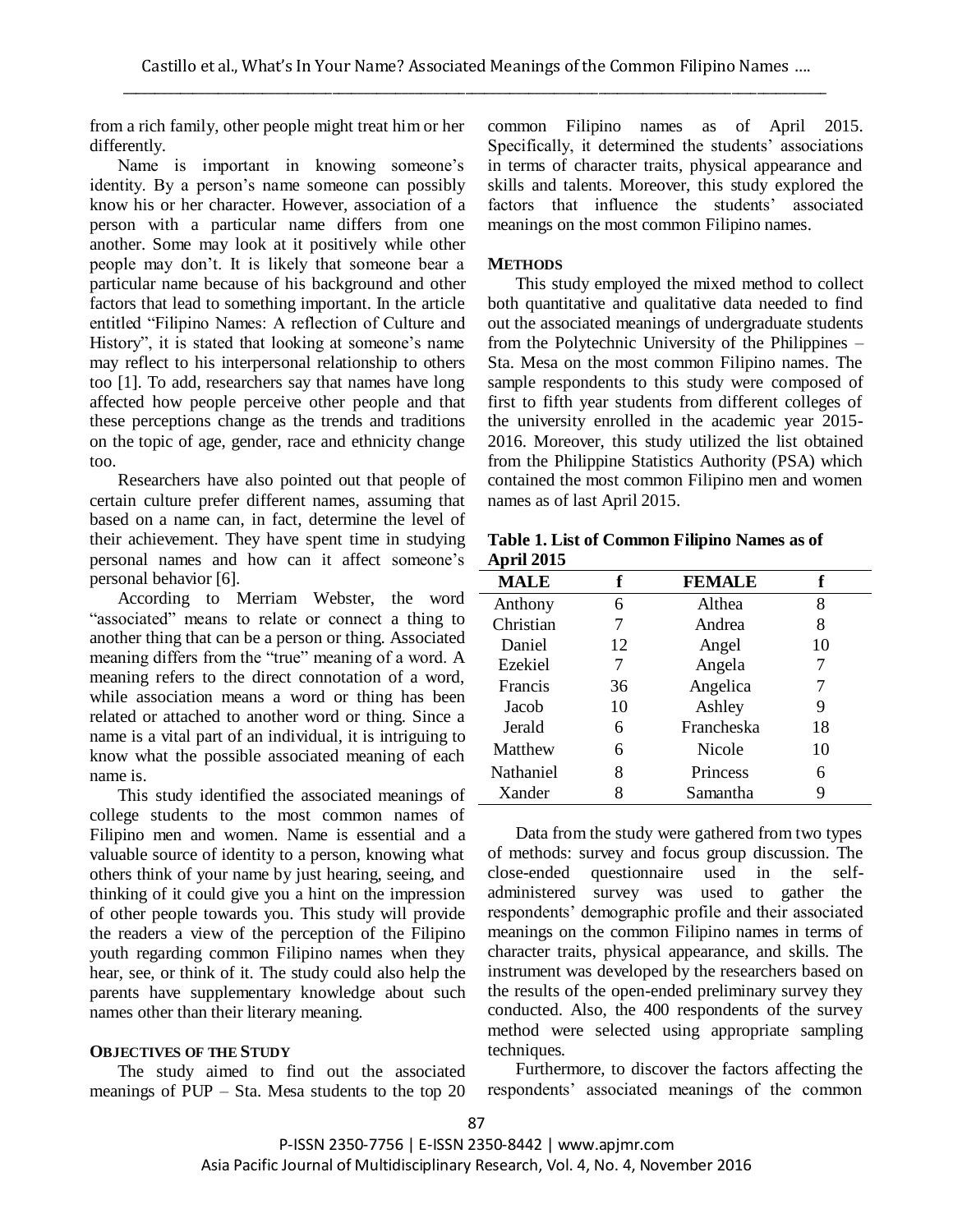from a rich family, other people might treat him or her differently.

Name is important in knowing someone's identity. By a person's name someone can possibly know his or her character. However, association of a person with a particular name differs from one another. Some may look at it positively while other people may don't. It is likely that someone bear a particular name because of his background and other factors that lead to something important. In the article entitled "Filipino Names: A reflection of Culture and History", it is stated that looking at someone's name may reflect to his interpersonal relationship to others too [1]. To add, researchers say that names have long affected how people perceive other people and that these perceptions change as the trends and traditions on the topic of age, gender, race and ethnicity change too.

Researchers have also pointed out that people of certain culture prefer different names, assuming that based on a name can, in fact, determine the level of their achievement. They have spent time in studying personal names and how can it affect someone's personal behavior [6].

According to Merriam Webster, the word "associated" means to relate or connect a thing to another thing that can be a person or thing. Associated meaning differs from the "true" meaning of a word. A meaning refers to the direct connotation of a word, while association means a word or thing has been related or attached to another word or thing. Since a name is a vital part of an individual, it is intriguing to know what the possible associated meaning of each name is.

This study identified the associated meanings of college students to the most common names of Filipino men and women. Name is essential and a valuable source of identity to a person, knowing what others think of your name by just hearing, seeing, and thinking of it could give you a hint on the impression of other people towards you. This study will provide the readers a view of the perception of the Filipino youth regarding common Filipino names when they hear, see, or think of it. The study could also help the parents have supplementary knowledge about such names other than their literary meaning.

## OBJECTIVES OF THE STUDY

The study aimed to find out the associated meanings of PUP – Sta. Mesa students to the top 20 common Filipino names as of April 2015. Specifically, it determined the students' associations in terms of character traits, physical appearance and skills and talents. Moreover, this study explored the factors that influence the students' associated meanings on the most common Filipino names.

## METHODS

This study employed the mixed method to collect both quantitative and qualitative data needed to find out the associated meanings of undergraduate students from the Polytechnic University of the Philippines – Sta. Mesa on the most common Filipino names. The sample respondents to this study were composed of first to fifth year students from different colleges of the university enrolled in the academic year 2015-2016. Moreover, this study utilized the list obtained from the Philippine Statistics Authority (PSA) which contained the most common Filipino men and women names as of last April 2015.

**Table 1. List of Common Filipino Names as of April 2015**

| MALE | f | FEMALE | f |
|---|---|---|---|
| Anthony | 6 | Althea | 8 |
| Christian | 7 | Andrea | 8 |
| Daniel | 12 | Angel | 10 |
| Ezekiel | 7 | Angela | 7 |
| Francis | 36 | Angelica | 7 |
| Jacob | 10 | Ashley | 9 |
| Jerald | 6 | Francheska | 18 |
| Matthew | 6 | Nicole | 10 |
| Nathaniel | 8 | Princess | 6 |
| Xander | 8 | Samantha | 9 |

Data from the study were gathered from two types of methods: survey and focus group discussion. The close-ended questionnaire used in the self-administered survey was used to gather the respondents' demographic profile and their associated meanings on the common Filipino names in terms of character traits, physical appearance, and skills. The instrument was developed by the researchers based on the results of the open-ended preliminary survey they conducted. Also, the 400 respondents of the survey method were selected using appropriate sampling techniques.

Furthermore, to discover the factors affecting the respondents' associated meanings of the common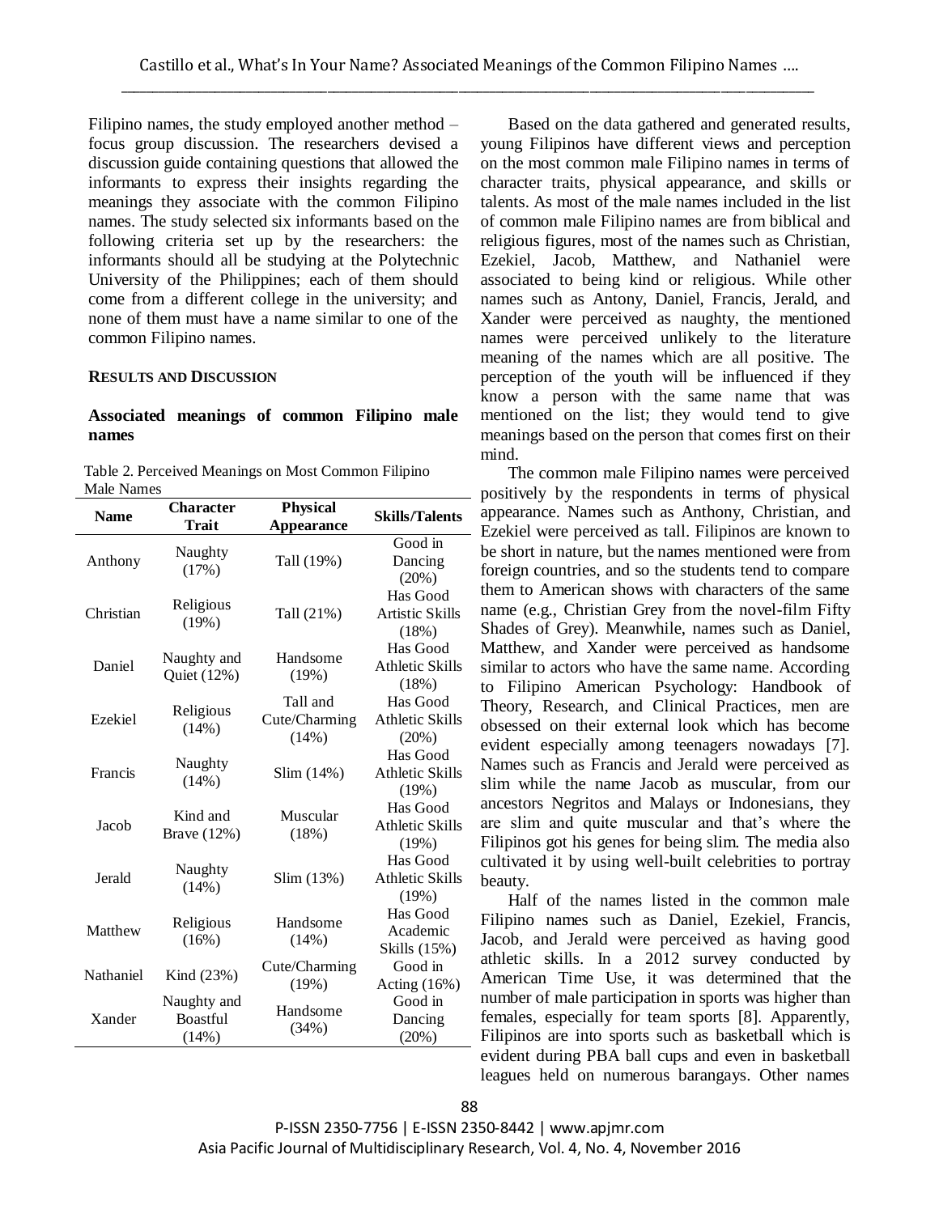Filipino names, the study employed another method – focus group discussion. The researchers devised a discussion guide containing questions that allowed the informants to express their insights regarding the meanings they associate with the common Filipino names. The study selected six informants based on the following criteria set up by the researchers: the informants should all be studying at the Polytechnic University of the Philippines; each of them should come from a different college in the university; and none of them must have a name similar to one of the common Filipino names.

## RESULTS AND DISCUSSION

### Associated meanings of common Filipino male names

Table 2. Perceived Meanings on Most Common Filipino Male Names

| Name | Character Trait | Physical Appearance | Skills/Talents |
|---|---|---|---|
| Anthony | Naughty (17%) | Tall (19%) | Good in Dancing (20%) |
| Christian | Religious (19%) | Tall (21%) | Has Good Artistic Skills (18%) |
| Daniel | Naughty and Quiet (12%) | Handsome (19%) | Has Good Athletic Skills (18%) |
| Ezekiel | Religious (14%) | Tall and Cute/Charming (14%) | Has Good Athletic Skills (20%) |
| Francis | Naughty (14%) | Slim (14%) | Has Good Athletic Skills (19%) |
| Jacob | Kind and Brave (12%) | Muscular (18%) | Has Good Athletic Skills (19%) |
| Jerald | Naughty (14%) | Slim (13%) | Has Good Athletic Skills (19%) |
| Matthew | Religious (16%) | Handsome (14%) | Has Good Academic Skills (15%) |
| Nathaniel | Kind (23%) | Cute/Charming (19%) | Good in Acting (16%) |
| Xander | Naughty and Boastful (14%) | Handsome (34%) | Good in Dancing (20%) |

Based on the data gathered and generated results, young Filipinos have different views and perception on the most common male Filipino names in terms of character traits, physical appearance, and skills or talents. As most of the male names included in the list of common male Filipino names are from biblical and religious figures, most of the names such as Christian, Ezekiel, Jacob, Matthew, and Nathaniel were associated to being kind or religious. While other names such as Antony, Daniel, Francis, Jerald, and Xander were perceived as naughty, the mentioned names were perceived unlikely to the literature meaning of the names which are all positive. The perception of the youth will be influenced if they know a person with the same name that was mentioned on the list; they would tend to give meanings based on the person that comes first on their mind.

The common male Filipino names were perceived positively by the respondents in terms of physical appearance. Names such as Anthony, Christian, and Ezekiel were perceived as tall. Filipinos are known to be short in nature, but the names mentioned were from foreign countries, and so the students tend to compare them to American shows with characters of the same name (e.g., Christian Grey from the novel-film Fifty Shades of Grey). Meanwhile, names such as Daniel, Matthew, and Xander were perceived as handsome similar to actors who have the same name. According to Filipino American Psychology: Handbook of Theory, Research, and Clinical Practices, men are obsessed on their external look which has become evident especially among teenagers nowadays [7]. Names such as Francis and Jerald were perceived as slim while the name Jacob as muscular, from our ancestors Negritos and Malays or Indonesians, they are slim and quite muscular and that's where the Filipinos got his genes for being slim. The media also cultivated it by using well-built celebrities to portray beauty.

Half of the names listed in the common male Filipino names such as Daniel, Ezekiel, Francis, Jacob, and Jerald were perceived as having good athletic skills. In a 2012 survey conducted by American Time Use, it was determined that the number of male participation in sports was higher than females, especially for team sports [8]. Apparently, Filipinos are into sports such as basketball which is evident during PBA ball cups and even in basketball leagues held on numerous barangays. Other names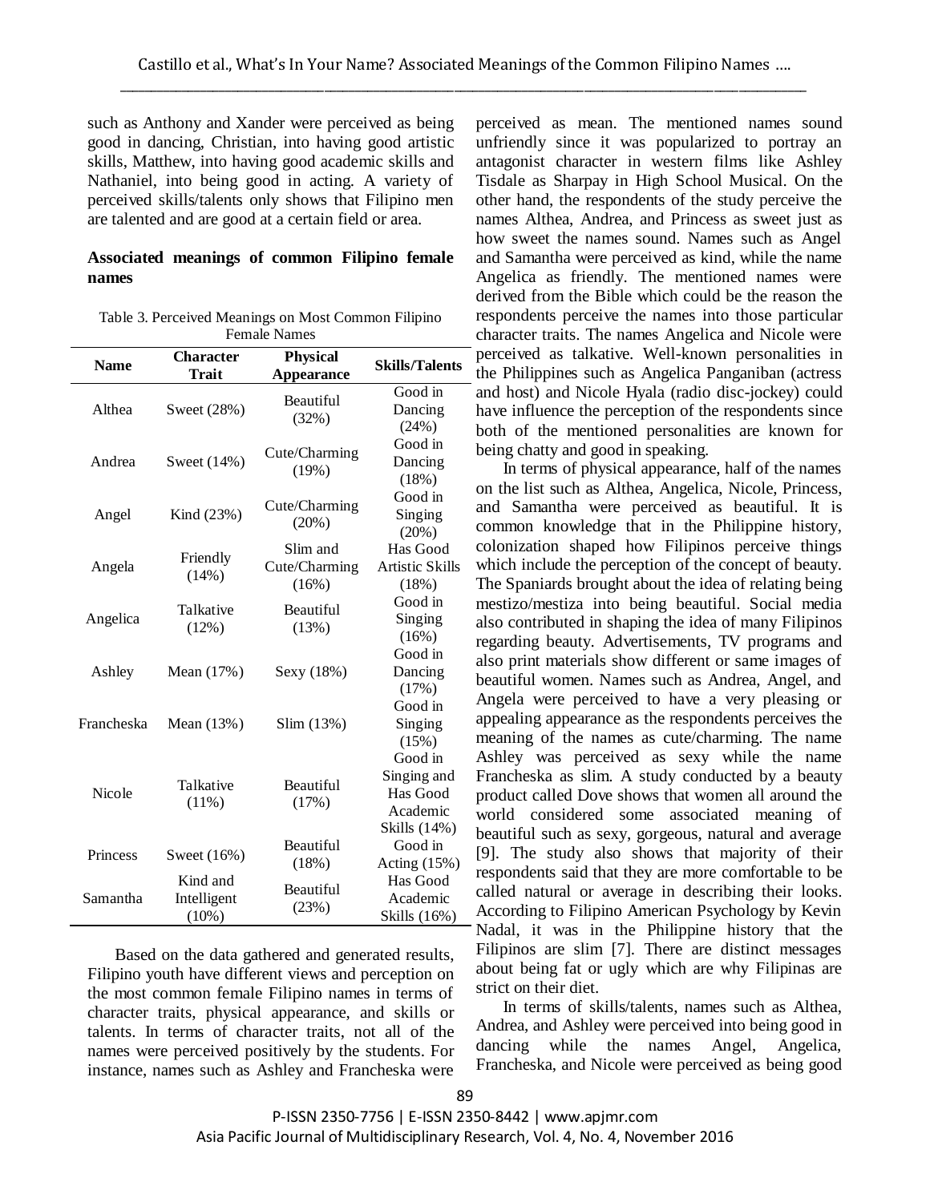such as Anthony and Xander were perceived as being good in dancing, Christian, into having good artistic skills, Matthew, into having good academic skills and Nathaniel, into being good in acting. A variety of perceived skills/talents only shows that Filipino men are talented and are good at a certain field or area.

### Associated meanings of common Filipino female names

Table 3. Perceived Meanings on Most Common Filipino Female Names

| Name | Character Trait | Physical Appearance | Skills/Talents |
|---|---|---|---|
| Althea | Sweet (28%) | Beautiful (32%) | Good in Dancing (24%) |
| Andrea | Sweet (14%) | Cute/Charming (19%) | Good in Dancing (18%) |
| Angel | Kind (23%) | Cute/Charming (20%) | Good in Singing (20%) |
| Angela | Friendly (14%) | Slim and Cute/Charming (16%) | Has Good Artistic Skills (18%) |
| Angelica | Talkative (12%) | Beautiful (13%) | Good in Singing (16%) |
| Ashley | Mean (17%) | Sexy (18%) | Good in Dancing (17%) |
| Francheska | Mean (13%) | Slim (13%) | Good in Singing (15%) |
| Nicole | Talkative (11%) | Beautiful (17%) | Good in Singing and Has Good Academic Skills (14%) |
| Princess | Sweet (16%) | Beautiful (18%) | Good in Acting (15%) |
| Samantha | Kind and Intelligent (10%) | Beautiful (23%) | Has Good Academic Skills (16%) |

Based on the data gathered and generated results, Filipino youth have different views and perception on the most common female Filipino names in terms of character traits, physical appearance, and skills or talents. In terms of character traits, not all of the names were perceived positively by the students. For instance, names such as Ashley and Francheska were perceived as mean. The mentioned names sound unfriendly since it was popularized to portray an antagonist character in western films like Ashley Tisdale as Sharpay in High School Musical. On the other hand, the respondents of the study perceive the names Althea, Andrea, and Princess as sweet just as how sweet the names sound. Names such as Angel and Samantha were perceived as kind, while the name Angelica as friendly. The mentioned names were derived from the Bible which could be the reason the respondents perceive the names into those particular character traits. The names Angelica and Nicole were perceived as talkative. Well-known personalities in the Philippines such as Angelica Panganiban (actress and host) and Nicole Hyala (radio disc-jockey) could have influence the perception of the respondents since both of the mentioned personalities are known for being chatty and good in speaking.

In terms of physical appearance, half of the names on the list such as Althea, Angelica, Nicole, Princess, and Samantha were perceived as beautiful. It is common knowledge that in the Philippine history, colonization shaped how Filipinos perceive things which include the perception of the concept of beauty. The Spaniards brought about the idea of relating being mestizo/mestiza into being beautiful. Social media also contributed in shaping the idea of many Filipinos regarding beauty. Advertisements, TV programs and also print materials show different or same images of beautiful women. Names such as Andrea, Angel, and Angela were perceived to have a very pleasing or appealing appearance as the respondents perceives the meaning of the names as cute/charming. The name Ashley was perceived as sexy while the name Francheska as slim. A study conducted by a beauty product called Dove shows that women all around the world considered some associated meaning of beautiful such as sexy, gorgeous, natural and average [9]. The study also shows that majority of their respondents said that they are more comfortable to be called natural or average in describing their looks. According to Filipino American Psychology by Kevin Nadal, it was in the Philippine history that the Filipinos are slim [7]. There are distinct messages about being fat or ugly which are why Filipinas are strict on their diet.

In terms of skills/talents, names such as Althea, Andrea, and Ashley were perceived into being good in dancing while the names Angel, Angelica, Francheska, and Nicole were perceived as being good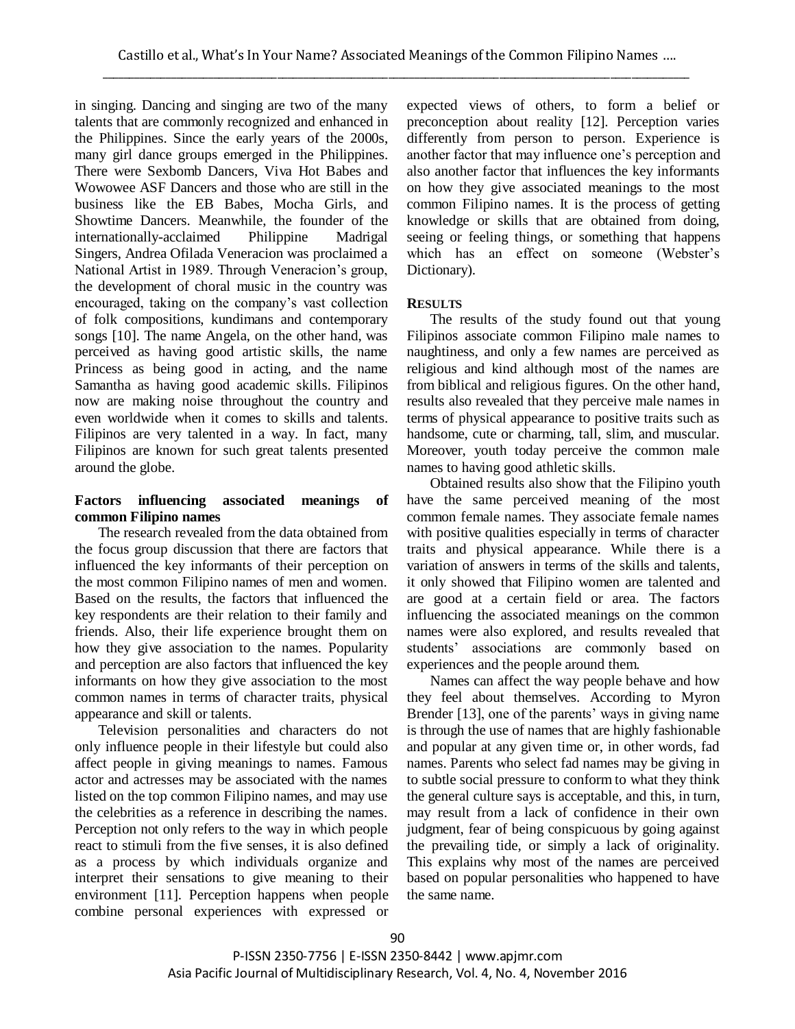in singing. Dancing and singing are two of the many talents that are commonly recognized and enhanced in the Philippines. Since the early years of the 2000s, many girl dance groups emerged in the Philippines. There were Sexbomb Dancers, Viva Hot Babes and Wowowee ASF Dancers and those who are still in the business like the EB Babes, Mocha Girls, and Showtime Dancers. Meanwhile, the founder of the internationally-acclaimed Philippine Madrigal Singers, Andrea Ofilada Veneracion was proclaimed a National Artist in 1989. Through Veneracion's group, the development of choral music in the country was encouraged, taking on the company's vast collection of folk compositions, kundimans and contemporary songs [10]. The name Angela, on the other hand, was perceived as having good artistic skills, the name Princess as being good in acting, and the name Samantha as having good academic skills. Filipinos now are making noise throughout the country and even worldwide when it comes to skills and talents. Filipinos are very talented in a way. In fact, many Filipinos are known for such great talents presented around the globe.

### Factors influencing associated meanings of common Filipino names

The research revealed from the data obtained from the focus group discussion that there are factors that influenced the key informants of their perception on the most common Filipino names of men and women. Based on the results, the factors that influenced the key respondents are their relation to their family and friends. Also, their life experience brought them on how they give association to the names. Popularity and perception are also factors that influenced the key informants on how they give association to the most common names in terms of character traits, physical appearance and skill or talents.

Television personalities and characters do not only influence people in their lifestyle but could also affect people in giving meanings to names. Famous actor and actresses may be associated with the names listed on the top common Filipino names, and may use the celebrities as a reference in describing the names. Perception not only refers to the way in which people react to stimuli from the five senses, it is also defined as a process by which individuals organize and interpret their sensations to give meaning to their environment [11]. Perception happens when people combine personal experiences with expressed or expected views of others, to form a belief or preconception about reality [12]. Perception varies differently from person to person. Experience is another factor that may influence one's perception and also another factor that influences the key informants on how they give associated meanings to the most common Filipino names. It is the process of getting knowledge or skills that are obtained from doing, seeing or feeling things, or something that happens which has an effect on someone (Webster's Dictionary).

## RESULTS

The results of the study found out that young Filipinos associate common Filipino male names to naughtiness, and only a few names are perceived as religious and kind although most of the names are from biblical and religious figures. On the other hand, results also revealed that they perceive male names in terms of physical appearance to positive traits such as handsome, cute or charming, tall, slim, and muscular. Moreover, youth today perceive the common male names to having good athletic skills.

Obtained results also show that the Filipino youth have the same perceived meaning of the most common female names. They associate female names with positive qualities especially in terms of character traits and physical appearance. While there is a variation of answers in terms of the skills and talents, it only showed that Filipino women are talented and are good at a certain field or area. The factors influencing the associated meanings on the common names were also explored, and results revealed that students' associations are commonly based on experiences and the people around them.

Names can affect the way people behave and how they feel about themselves. According to Myron Brender [13], one of the parents' ways in giving name is through the use of names that are highly fashionable and popular at any given time or, in other words, fad names. Parents who select fad names may be giving in to subtle social pressure to conform to what they think the general culture says is acceptable, and this, in turn, may result from a lack of confidence in their own judgment, fear of being conspicuous by going against the prevailing tide, or simply a lack of originality. This explains why most of the names are perceived based on popular personalities who happened to have the same name.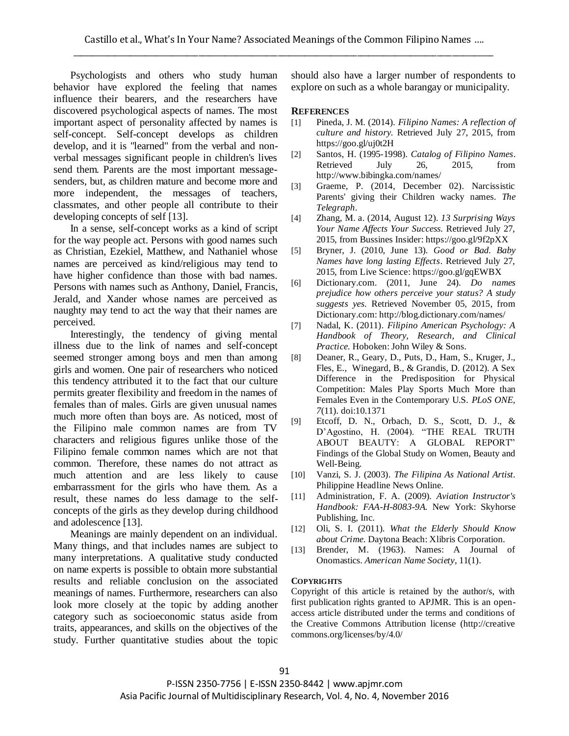Psychologists and others who study human behavior have explored the feeling that names influence their bearers, and the researchers have discovered psychological aspects of names. The most important aspect of personality affected by names is self-concept. Self-concept develops as children develop, and it is "learned" from the verbal and non-verbal messages significant people in children's lives send them. Parents are the most important message-senders, but, as children mature and become more and more independent, the messages of teachers, classmates, and other people all contribute to their developing concepts of self [13].

In a sense, self-concept works as a kind of script for the way people act. Persons with good names such as Christian, Ezekiel, Matthew, and Nathaniel whose names are perceived as kind/religious may tend to have higher confidence than those with bad names. Persons with names such as Anthony, Daniel, Francis, Jerald, and Xander whose names are perceived as naughty may tend to act the way that their names are perceived.

Interestingly, the tendency of giving mental illness due to the link of names and self-concept seemed stronger among boys and men than among girls and women. One pair of researchers who noticed this tendency attributed it to the fact that our culture permits greater flexibility and freedom in the names of females than of males. Girls are given unusual names much more often than boys are. As noticed, most of the Filipino male common names are from TV characters and religious figures unlike those of the Filipino female common names which are not that common. Therefore, these names do not attract as much attention and are less likely to cause embarrassment for the girls who have them. As a result, these names do less damage to the self-concepts of the girls as they develop during childhood and adolescence [13].

Meanings are mainly dependent on an individual. Many things, and that includes names are subject to many interpretations. A qualitative study conducted on name experts is possible to obtain more substantial results and reliable conclusion on the associated meanings of names. Furthermore, researchers can also look more closely at the topic by adding another category such as socioeconomic status aside from traits, appearances, and skills on the objectives of the study. Further quantitative studies about the topic should also have a larger number of respondents to explore on such as a whole barangay or municipality.

## REFERENCES

[1] Pineda, J. M. (2014). *Filipino Names: A reflection of culture and history.* Retrieved July 27, 2015, from https://goo.gl/uj0t2H

[2] Santos, H. (1995-1998). *Catalog of Filipino Names*. Retrieved July 26, 2015, from http://www.bibingka.com/names/

[3] Graeme, P. (2014, December 02). Narcissistic Parents' giving their Children wacky names. *The Telegraph*.

[4] Zhang, M. a. (2014, August 12). *13 Surprising Ways Your Name Affects Your Success.* Retrieved July 27, 2015, from Bussines Insider: https://goo.gl/9f2pXX

[5] Bryner, J. (2010, June 13). *Good or Bad. Baby Names have long lasting Effects*. Retrieved July 27, 2015, from Live Science: https://goo.gl/gqEWBX

[6] Dictionary.com. (2011, June 24). *Do names prejudice how others perceive your status? A study suggests yes.* Retrieved November 05, 2015, from Dictionary.com: http://blog.dictionary.com/names/

[7] Nadal, K. (2011). *Filipino American Psychology: A Handbook of Theory, Research, and Clinical Practice.* Hoboken: John Wiley & Sons.

[8] Deaner, R., Geary, D., Puts, D., Ham, S., Kruger, J., Fles, E., Winegard, B., & Grandis, D. (2012). A Sex Difference in the Predisposition for Physical Competition: Males Play Sports Much More than Females Even in the Contemporary U.S. *PLoS ONE, 7*(11). doi:10.1371

[9] Etcoff, D. N., Orbach, D. S., Scott, D. J., & D'Agostino, H. (2004). "THE REAL TRUTH ABOUT BEAUTY: A GLOBAL REPORT" Findings of the Global Study on Women, Beauty and Well-Being.

[10] Vanzi, S. J. (2003). *The Filipina As National Artist.* Philippine Headline News Online.

[11] Administration, F. A. (2009). *Aviation Instructor's Handbook: FAA-H-8083-9A.* New York: Skyhorse Publishing, Inc.

[12] Oli, S. I. (2011). *What the Elderly Should Know about Crime.* Daytona Beach: Xlibris Corporation.

[13] Brender, M. (1963). Names: A Journal of Onomastics. *American Name Society*, 11(1).

## COPYRIGHTS

Copyright of this article is retained by the author/s, with first publication rights granted to APJMR. This is an open-access article distributed under the terms and conditions of the Creative Commons Attribution license (http://creative commons.org/licenses/by/4.0/